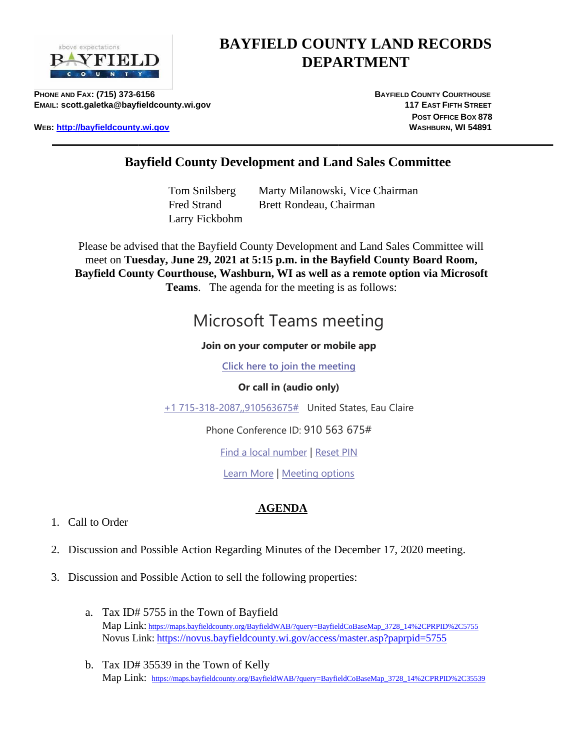# BAYFIELD COUNTY LAND RECORDS DEPARTMENT

**PHONE AND FAX: (715) 373-6156**
**EMAIL: scott.galetka@bayfieldcounty.wi.gov**

**WEB: http://bayfieldcounty.wi.gov**

**BAYFIELD COUNTY COURTHOUSE**
**117 EAST FIFTH STREET**
**POST OFFICE BOX 878**
**WASHBURN, WI 54891**

---

## Bayfield County Development and Land Sales Committee

Tom Snilsberg    Marty Milanowski, Vice Chairman
Fred Strand    Brett Rondeau, Chairman
Larry Fickbohm

Please be advised that the Bayfield County Development and Land Sales Committee will meet on **Tuesday, June 29, 2021 at 5:15 p.m. in the Bayfield County Board Room, Bayfield County Courthouse, Washburn, WI as well as a remote option via Microsoft Teams**. The agenda for the meeting is as follows:

## Microsoft Teams meeting

**Join on your computer or mobile app**

Click here to join the meeting

**Or call in (audio only)**

+1 715-318-2087,,910563675# United States, Eau Claire

Phone Conference ID: 910 563 675#

Find a local number | Reset PIN

Learn More | Meeting options

## AGENDA

1. Call to Order

2. Discussion and Possible Action Regarding Minutes of the December 17, 2020 meeting.

3. Discussion and Possible Action to sell the following properties:

   a. Tax ID# 5755 in the Town of Bayfield
      Map Link: https://maps.bayfieldcounty.org/BayfieldWAB/?query=BayfieldCoBaseMap_3728_14%2CPRPID%2C5755
      Novus Link: https://novus.bayfieldcounty.wi.gov/access/master.asp?paprpid=5755

   b. Tax ID# 35539 in the Town of Kelly
      Map Link: https://maps.bayfieldcounty.org/BayfieldWAB/?query=BayfieldCoBaseMap_3728_14%2CPRPID%2C35539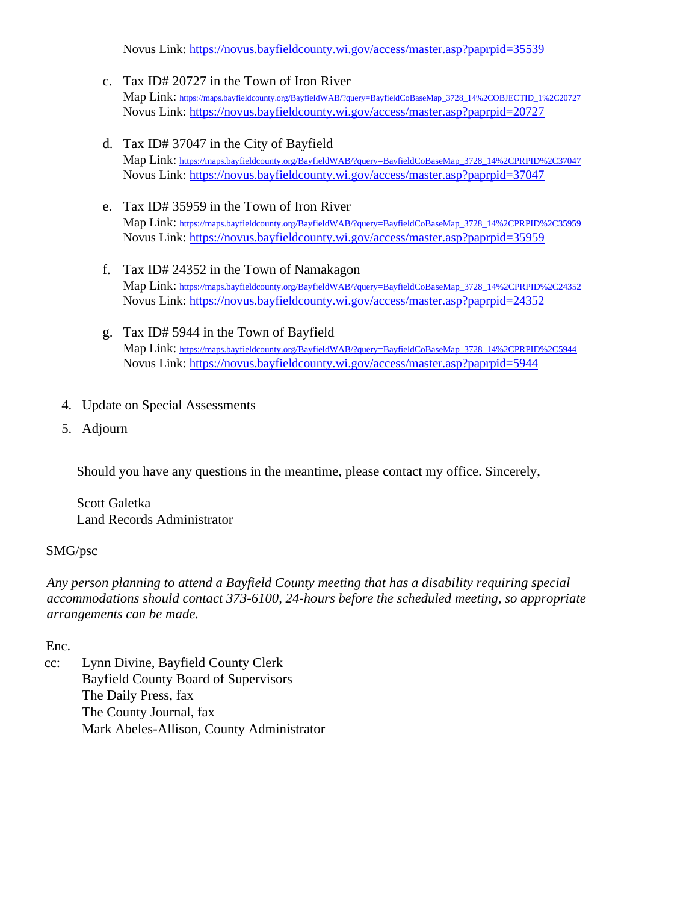Novus Link: https://novus.bayfieldcounty.wi.gov/access/master.asp?paprpid=35539

c. Tax ID# 20727 in the Town of Iron River
   Map Link: https://maps.bayfieldcounty.org/BayfieldWAB/?query=BayfieldCoBaseMap_3728_14%2COBJECTID_1%2C20727
   Novus Link: https://novus.bayfieldcounty.wi.gov/access/master.asp?paprpid=20727

d. Tax ID# 37047 in the City of Bayfield
   Map Link: https://maps.bayfieldcounty.org/BayfieldWAB/?query=BayfieldCoBaseMap_3728_14%2CPRPID%2C37047
   Novus Link: https://novus.bayfieldcounty.wi.gov/access/master.asp?paprpid=37047

e. Tax ID# 35959 in the Town of Iron River
   Map Link: https://maps.bayfieldcounty.org/BayfieldWAB/?query=BayfieldCoBaseMap_3728_14%2CPRPID%2C35959
   Novus Link: https://novus.bayfieldcounty.wi.gov/access/master.asp?paprpid=35959

f. Tax ID# 24352 in the Town of Namakagon
   Map Link: https://maps.bayfieldcounty.org/BayfieldWAB/?query=BayfieldCoBaseMap_3728_14%2CPRPID%2C24352
   Novus Link: https://novus.bayfieldcounty.wi.gov/access/master.asp?paprpid=24352

g. Tax ID# 5944 in the Town of Bayfield
   Map Link: https://maps.bayfieldcounty.org/BayfieldWAB/?query=BayfieldCoBaseMap_3728_14%2CPRPID%2C5944
   Novus Link: https://novus.bayfieldcounty.wi.gov/access/master.asp?paprpid=5944

4. Update on Special Assessments
5. Adjourn

Should you have any questions in the meantime, please contact my office. Sincerely,

Scott Galetka
Land Records Administrator

SMG/psc

*Any person planning to attend a Bayfield County meeting that has a disability requiring special accommodations should contact 373-6100, 24-hours before the scheduled meeting, so appropriate arrangements can be made.*

Enc.

cc: Lynn Divine, Bayfield County Clerk
Bayfield County Board of Supervisors
The Daily Press, fax
The County Journal, fax
Mark Abeles-Allison, County Administrator